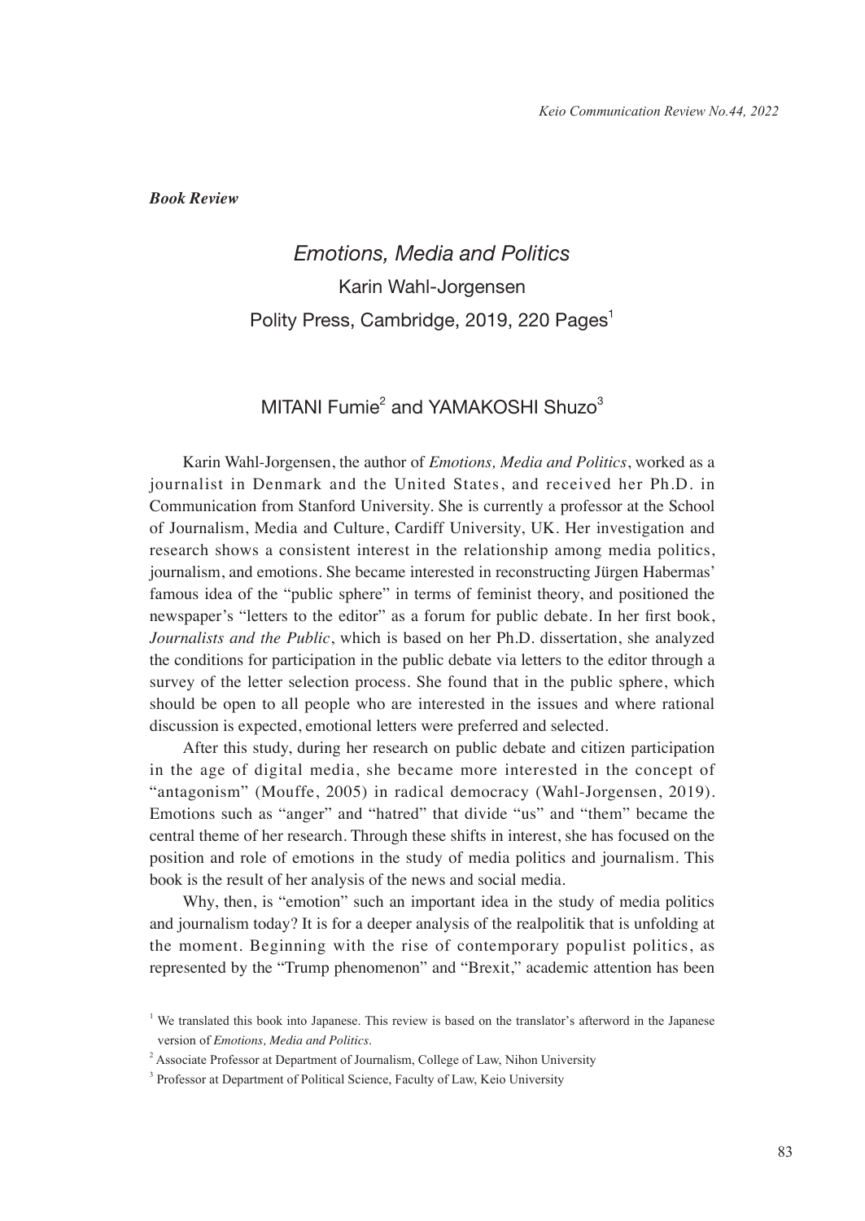***Book Review***

# *Emotions, Media and Politics*

## Karin Wahl-Jorgensen

Polity Press, Cambridge, 2019, 220 Pages[1]

### MITANI Fumie[2] and YAMAKOSHI Shuzo[3]

Karin Wahl-Jorgensen, the author of *Emotions, Media and Politics*, worked as a journalist in Denmark and the United States, and received her Ph.D. in Communication from Stanford University. She is currently a professor at the School of Journalism, Media and Culture, Cardiff University, UK. Her investigation and research shows a consistent interest in the relationship among media politics, journalism, and emotions. She became interested in reconstructing Jürgen Habermas' famous idea of the "public sphere" in terms of feminist theory, and positioned the newspaper's "letters to the editor" as a forum for public debate. In her first book, *Journalists and the Public*, which is based on her Ph.D. dissertation, she analyzed the conditions for participation in the public debate via letters to the editor through a survey of the letter selection process. She found that in the public sphere, which should be open to all people who are interested in the issues and where rational discussion is expected, emotional letters were preferred and selected.

After this study, during her research on public debate and citizen participation in the age of digital media, she became more interested in the concept of "antagonism" (Mouffe, 2005) in radical democracy (Wahl-Jorgensen, 2019). Emotions such as "anger" and "hatred" that divide "us" and "them" became the central theme of her research. Through these shifts in interest, she has focused on the position and role of emotions in the study of media politics and journalism. This book is the result of her analysis of the news and social media.

Why, then, is "emotion" such an important idea in the study of media politics and journalism today? It is for a deeper analysis of the realpolitik that is unfolding at the moment. Beginning with the rise of contemporary populist politics, as represented by the "Trump phenomenon" and "Brexit," academic attention has been

[1] We translated this book into Japanese. This review is based on the translator's afterword in the Japanese version of *Emotions, Media and Politics*.

[2] Associate Professor at Department of Journalism, College of Law, Nihon University

[3] Professor at Department of Political Science, Faculty of Law, Keio University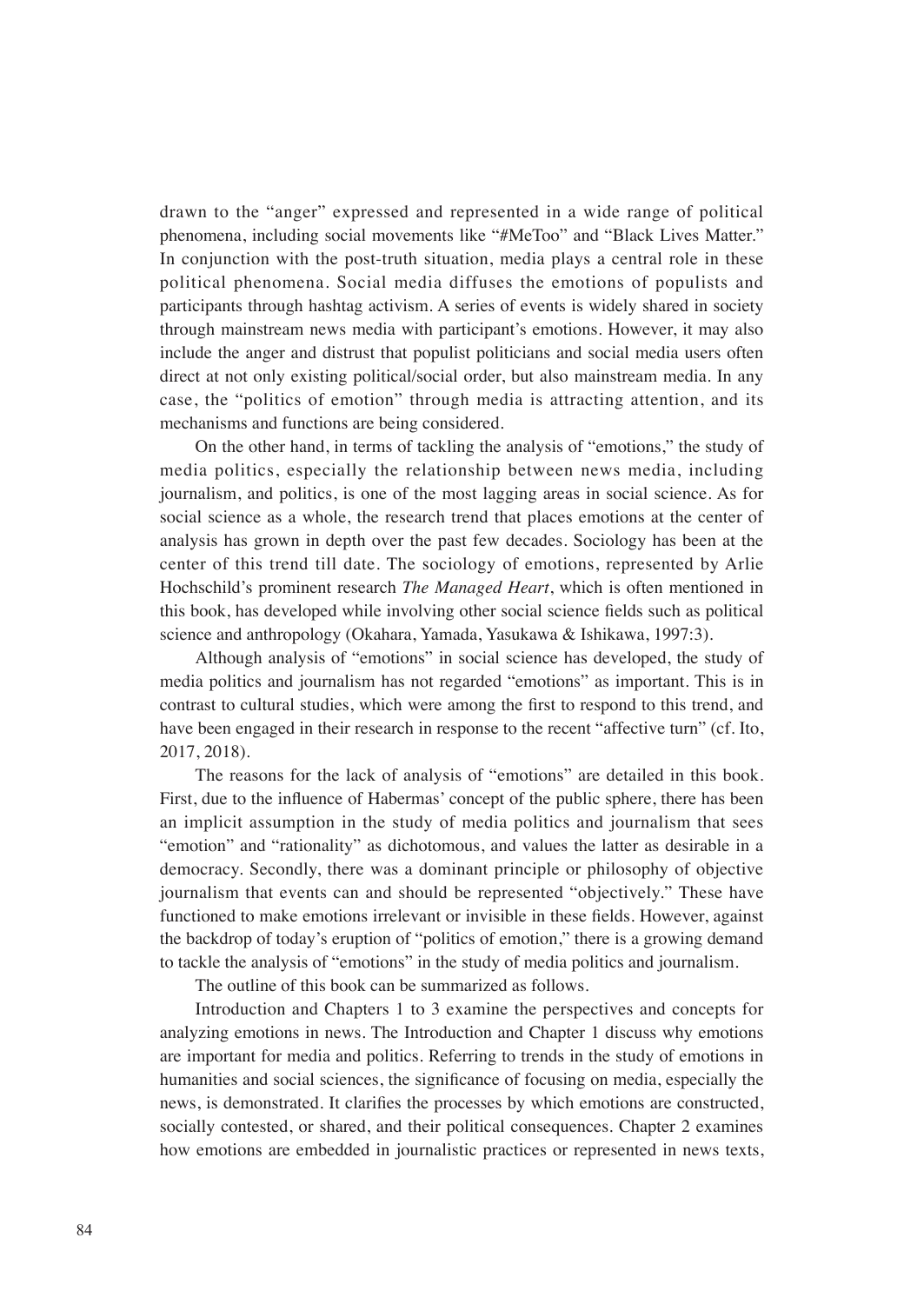drawn to the "anger" expressed and represented in a wide range of political phenomena, including social movements like "#MeToo" and "Black Lives Matter." In conjunction with the post-truth situation, media plays a central role in these political phenomena. Social media diffuses the emotions of populists and participants through hashtag activism. A series of events is widely shared in society through mainstream news media with participant's emotions. However, it may also include the anger and distrust that populist politicians and social media users often direct at not only existing political/social order, but also mainstream media. In any case, the "politics of emotion" through media is attracting attention, and its mechanisms and functions are being considered.

On the other hand, in terms of tackling the analysis of "emotions," the study of media politics, especially the relationship between news media, including journalism, and politics, is one of the most lagging areas in social science. As for social science as a whole, the research trend that places emotions at the center of analysis has grown in depth over the past few decades. Sociology has been at the center of this trend till date. The sociology of emotions, represented by Arlie Hochschild's prominent research *The Managed Heart*, which is often mentioned in this book, has developed while involving other social science fields such as political science and anthropology (Okahara, Yamada, Yasukawa & Ishikawa, 1997:3).

Although analysis of "emotions" in social science has developed, the study of media politics and journalism has not regarded "emotions" as important. This is in contrast to cultural studies, which were among the first to respond to this trend, and have been engaged in their research in response to the recent "affective turn" (cf. Ito, 2017, 2018).

The reasons for the lack of analysis of "emotions" are detailed in this book. First, due to the influence of Habermas' concept of the public sphere, there has been an implicit assumption in the study of media politics and journalism that sees "emotion" and "rationality" as dichotomous, and values the latter as desirable in a democracy. Secondly, there was a dominant principle or philosophy of objective journalism that events can and should be represented "objectively." These have functioned to make emotions irrelevant or invisible in these fields. However, against the backdrop of today's eruption of "politics of emotion," there is a growing demand to tackle the analysis of "emotions" in the study of media politics and journalism.

The outline of this book can be summarized as follows.

Introduction and Chapters 1 to 3 examine the perspectives and concepts for analyzing emotions in news. The Introduction and Chapter 1 discuss why emotions are important for media and politics. Referring to trends in the study of emotions in humanities and social sciences, the significance of focusing on media, especially the news, is demonstrated. It clarifies the processes by which emotions are constructed, socially contested, or shared, and their political consequences. Chapter 2 examines how emotions are embedded in journalistic practices or represented in news texts,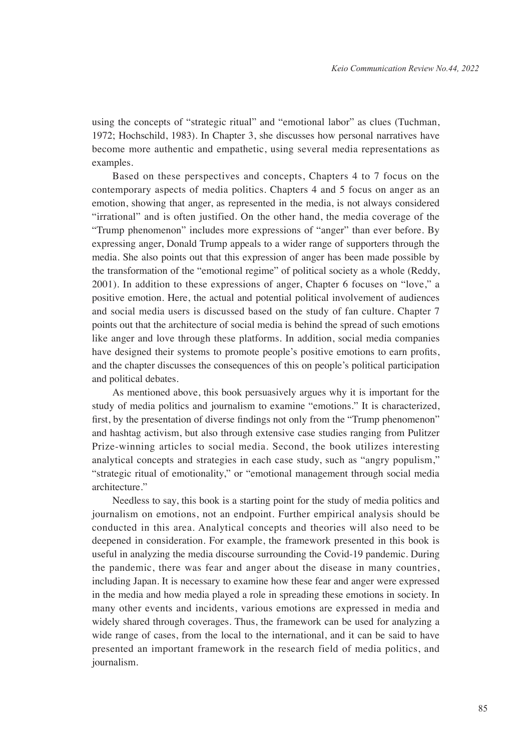using the concepts of "strategic ritual" and "emotional labor" as clues (Tuchman, 1972; Hochschild, 1983). In Chapter 3, she discusses how personal narratives have become more authentic and empathetic, using several media representations as examples.

Based on these perspectives and concepts, Chapters 4 to 7 focus on the contemporary aspects of media politics. Chapters 4 and 5 focus on anger as an emotion, showing that anger, as represented in the media, is not always considered "irrational" and is often justified. On the other hand, the media coverage of the "Trump phenomenon" includes more expressions of "anger" than ever before. By expressing anger, Donald Trump appeals to a wider range of supporters through the media. She also points out that this expression of anger has been made possible by the transformation of the "emotional regime" of political society as a whole (Reddy, 2001). In addition to these expressions of anger, Chapter 6 focuses on "love," a positive emotion. Here, the actual and potential political involvement of audiences and social media users is discussed based on the study of fan culture. Chapter 7 points out that the architecture of social media is behind the spread of such emotions like anger and love through these platforms. In addition, social media companies have designed their systems to promote people's positive emotions to earn profits, and the chapter discusses the consequences of this on people's political participation and political debates.

As mentioned above, this book persuasively argues why it is important for the study of media politics and journalism to examine "emotions." It is characterized, first, by the presentation of diverse findings not only from the "Trump phenomenon" and hashtag activism, but also through extensive case studies ranging from Pulitzer Prize-winning articles to social media. Second, the book utilizes interesting analytical concepts and strategies in each case study, such as "angry populism," "strategic ritual of emotionality," or "emotional management through social media architecture."

Needless to say, this book is a starting point for the study of media politics and journalism on emotions, not an endpoint. Further empirical analysis should be conducted in this area. Analytical concepts and theories will also need to be deepened in consideration. For example, the framework presented in this book is useful in analyzing the media discourse surrounding the Covid-19 pandemic. During the pandemic, there was fear and anger about the disease in many countries, including Japan. It is necessary to examine how these fear and anger were expressed in the media and how media played a role in spreading these emotions in society. In many other events and incidents, various emotions are expressed in media and widely shared through coverages. Thus, the framework can be used for analyzing a wide range of cases, from the local to the international, and it can be said to have presented an important framework in the research field of media politics, and journalism.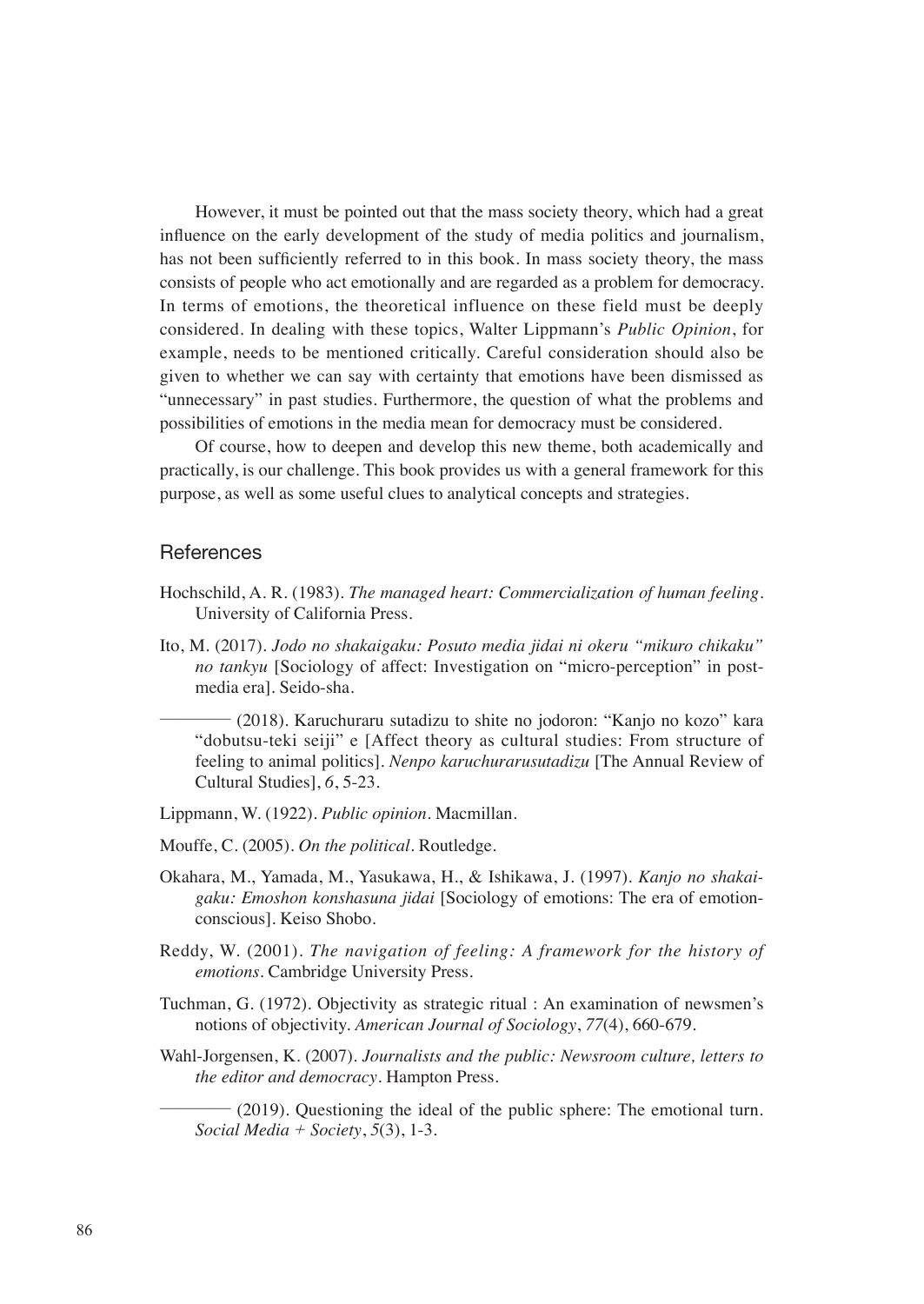However, it must be pointed out that the mass society theory, which had a great influence on the early development of the study of media politics and journalism, has not been sufficiently referred to in this book. In mass society theory, the mass consists of people who act emotionally and are regarded as a problem for democracy. In terms of emotions, the theoretical influence on these field must be deeply considered. In dealing with these topics, Walter Lippmann's *Public Opinion*, for example, needs to be mentioned critically. Careful consideration should also be given to whether we can say with certainty that emotions have been dismissed as "unnecessary" in past studies. Furthermore, the question of what the problems and possibilities of emotions in the media mean for democracy must be considered.

Of course, how to deepen and develop this new theme, both academically and practically, is our challenge. This book provides us with a general framework for this purpose, as well as some useful clues to analytical concepts and strategies.

## References

Hochschild, A. R. (1983). *The managed heart: Commercialization of human feeling*. University of California Press.

Ito, M. (2017). *Jodo no shakaigaku: Posuto media jidai ni okeru "mikuro chikaku" no tankyu* [Sociology of affect: Investigation on "micro-perception" in post-media era]. Seido-sha.

———— (2018). Karuchuraru sutadizu to shite no jodoron: "Kanjo no kozo" kara "dobutsu-teki seiji" e [Affect theory as cultural studies: From structure of feeling to animal politics]. *Nenpo karuchurarusutadizu* [The Annual Review of Cultural Studies], *6*, 5-23.

Lippmann, W. (1922). *Public opinion*. Macmillan.

Mouffe, C. (2005). *On the political*. Routledge.

Okahara, M., Yamada, M., Yasukawa, H., & Ishikawa, J. (1997). *Kanjo no shakaigaku: Emoshon konshasuna jidai* [Sociology of emotions: The era of emotion-conscious]. Keiso Shobo.

Reddy, W. (2001). *The navigation of feeling: A framework for the history of emotions*. Cambridge University Press.

Tuchman, G. (1972). Objectivity as strategic ritual : An examination of newsmen's notions of objectivity. *American Journal of Sociology*, *77*(4), 660-679.

Wahl-Jorgensen, K. (2007). *Journalists and the public: Newsroom culture, letters to the editor and democracy*. Hampton Press.

———— (2019). Questioning the ideal of the public sphere: The emotional turn. *Social Media + Society*, *5*(3), 1-3.